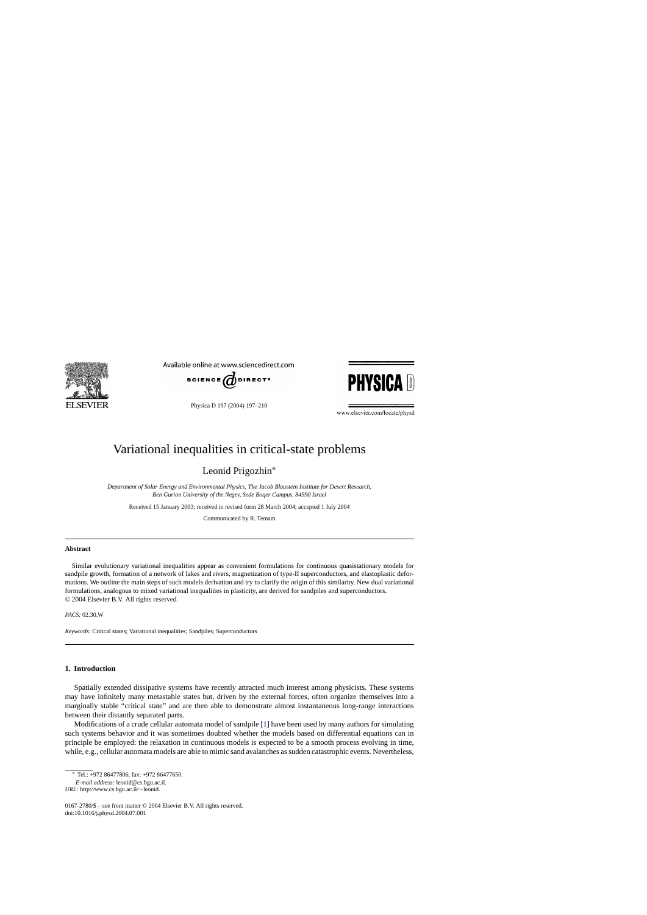# Variational inequalities in critical-state problems

Leonid Prigozhin*

*Department of Solar Energy and Environmental Physics, The Jacob Blaustein Institute for Desert Research, Ben Gurion University of the Negev, Sede Boqer Campus, 84990 Israel*

Received 15 January 2003; received in revised form 28 March 2004; accepted 1 July 2004

Communicated by R. Temam

## Abstract

Similar evolutionary variational inequalities appear as convenient formulations for continuous quasistationary models for sandpile growth, formation of a network of lakes and rivers, magnetization of type-II superconductors, and elastoplastic deformations. We outline the main steps of such models derivation and try to clarify the origin of this similarity. New dual variational formulations, analogous to mixed variational inequalities in plasticity, are derived for sandpiles and superconductors.
© 2004 Elsevier B.V. All rights reserved.

*PACS:* 02.30.W

*Keywords:* Critical states; Variational inequalities; Sandpiles; Superconductors

## 1. Introduction

Spatially extended dissipative systems have recently attracted much interest among physicists. These systems may have infinitely many metastable states but, driven by the external forces, often organize themselves into a marginally stable "critical state" and are then able to demonstrate almost instantaneous long-range interactions between their distantly separated parts.

Modifications of a crude cellular automata model of sandpile [1] have been used by many authors for simulating such systems behavior and it was sometimes doubted whether the models based on differential equations can in principle be employed: the relaxation in continuous models is expected to be a smooth process evolving in time, while, e.g., cellular automata models are able to mimic sand avalanches as sudden catastrophic events. Nevertheless,

---

* Tel.: +972 86477806; fax: +972 86477650.
*E-mail address:* leonid@cs.bgu.ac.il.
*URL:* http://www.cs.bgu.ac.il/~leonid.

0167-2780/$ – see front matter © 2004 Elsevier B.V. All rights reserved.
doi:10.1016/j.physd.2004.07.001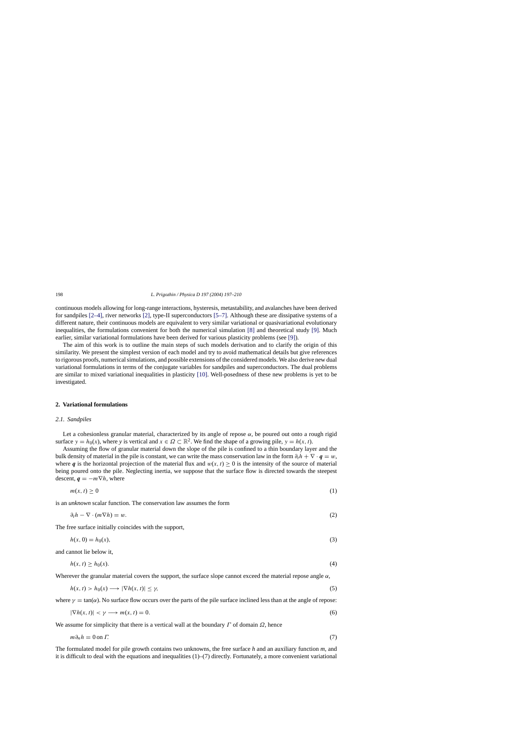continuous models allowing for long-range interactions, hysteresis, metastability, and avalanches have been derived for sandpiles [2–4], river networks [2], type-II superconductors [5–7]. Although these are dissipative systems of a different nature, their continuous models are equivalent to very similar variational or quasivariational evolutionary inequalities, the formulations convenient for both the numerical simulation [8] and theoretical study [9]. Much earlier, similar variational formulations have been derived for various plasticity problems (see [9]).

The aim of this work is to outline the main steps of such models derivation and to clarify the origin of this similarity. We present the simplest version of each model and try to avoid mathematical details but give references to rigorous proofs, numerical simulations, and possible extensions of the considered models. We also derive new dual variational formulations in terms of the conjugate variables for sandpiles and superconductors. The dual problems are similar to mixed variational inequalities in plasticity [10]. Well-posedness of these new problems is yet to be investigated.

## 2. Variational formulations

### 2.1. Sandpiles

Let a cohesionless granular material, characterized by its angle of repose $\alpha$, be poured out onto a rough rigid surface $y = h_0(x)$, where $y$ is vertical and $x \in \Omega \subset \mathbb{R}^2$. We find the shape of a growing pile, $y = h(x, t)$.

Assuming the flow of granular material down the slope of the pile is confined to a thin boundary layer and the bulk density of material in the pile is constant, we can write the mass conservation law in the form $\partial_t h + \nabla \cdot \boldsymbol{q} = w$, where $\boldsymbol{q}$ is the horizontal projection of the material flux and $w(x, t) \geq 0$ is the intensity of the source of material being poured onto the pile. Neglecting inertia, we suppose that the surface flow is directed towards the steepest descent, $\boldsymbol{q} = -m\nabla h$, where

$$m(x, t) \geq 0 \tag{1}$$

is an *unknown* scalar function. The conservation law assumes the form

$$\partial_t h - \nabla \cdot (m\nabla h) = w. \tag{2}$$

The free surface initially coincides with the support,

$$h(x, 0) = h_0(x), \tag{3}$$

and cannot lie below it,

$$h(x, t) \geq h_0(x). \tag{4}$$

Wherever the granular material covers the support, the surface slope cannot exceed the material repose angle $\alpha$,

$$h(x, t) > h_0(x) \longrightarrow |\nabla h(x, t)| \leq \gamma, \tag{5}$$

where $\gamma = \tan(\alpha)$. No surface flow occurs over the parts of the pile surface inclined less than at the angle of repose:

$$|\nabla h(x, t)| < \gamma \longrightarrow m(x, t) = 0. \tag{6}$$

We assume for simplicity that there is a vertical wall at the boundary $\Gamma$ of domain $\Omega$, hence

$$m\partial_n h = 0 \text{ on } \Gamma. \tag{7}$$

The formulated model for pile growth contains two unknowns, the free surface $h$ and an auxiliary function $m$, and it is difficult to deal with the equations and inequalities (1)–(7) directly. Fortunately, a more convenient variational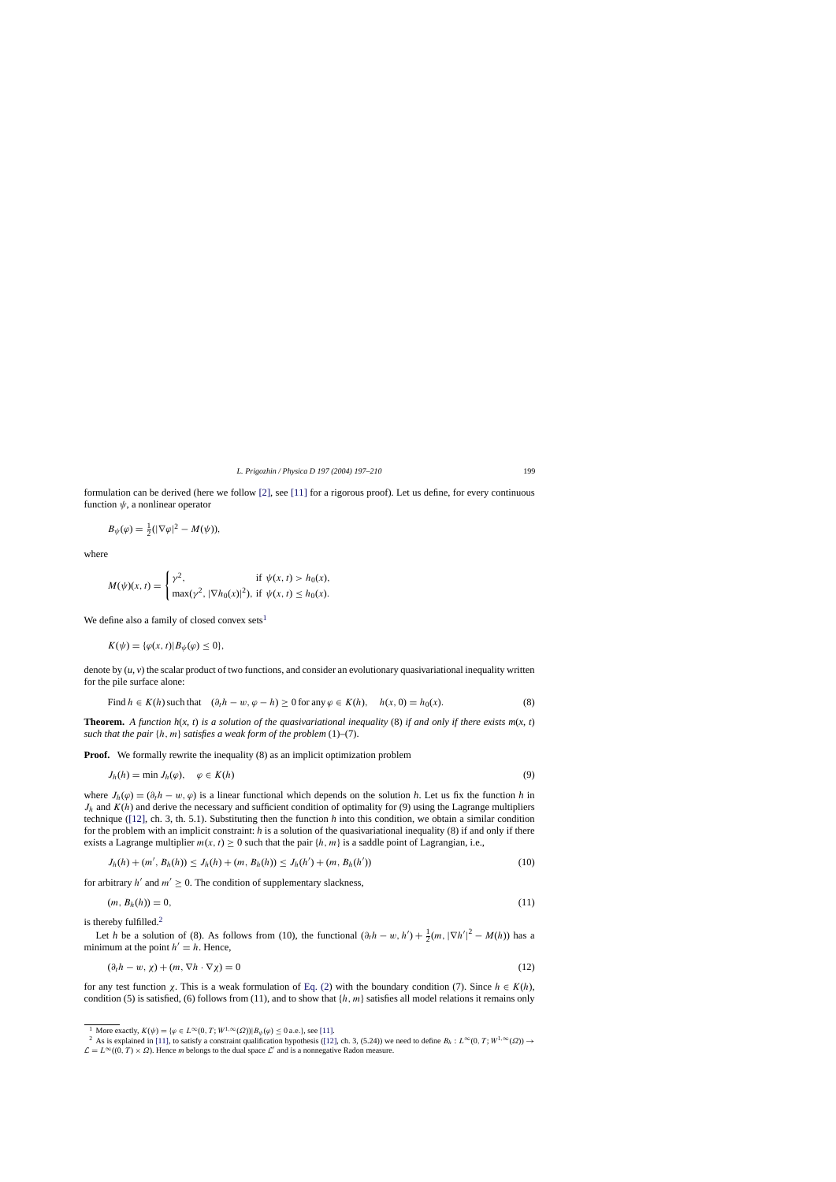formulation can be derived (here we follow [2], see [11] for a rigorous proof). Let us define, for every continuous function $\psi$, a nonlinear operator

$$B_\psi(\varphi) = \tfrac{1}{2}(|\nabla\varphi|^2 - M(\psi)),$$

where

$$M(\psi)(x,t) = \begin{cases} \gamma^2, & \text{if } \psi(x,t) > h_0(x), \\ \max(\gamma^2, |\nabla h_0(x)|^2), & \text{if } \psi(x,t) \le h_0(x). \end{cases}$$

We define also a family of closed convex sets[1]

$$K(\psi) = \{\varphi(x,t) | B_\psi(\varphi) \le 0\},$$

denote by $(u, v)$ the scalar product of two functions, and consider an evolutionary quasivariational inequality written for the pile surface alone:

$$\text{Find } h \in K(h) \text{ such that} \quad (\partial_t h - w, \varphi - h) \ge 0 \text{ for any } \varphi \in K(h), \quad h(x,0) = h_0(x). \tag{8}$$

**Theorem.** *A function $h(x,t)$ is a solution of the quasivariational inequality* (8) *if and only if there exists $m(x,t)$ such that the pair $\{h, m\}$ satisfies a weak form of the problem* (1)–(7).

**Proof.** We formally rewrite the inequality (8) as an implicit optimization problem

$$J_h(h) = \min J_h(\varphi), \quad \varphi \in K(h) \tag{9}$$

where $J_h(\varphi) = (\partial_t h - w, \varphi)$ is a linear functional which depends on the solution $h$. Let us fix the function $h$ in $J_h$ and $K(h)$ and derive the necessary and sufficient condition of optimality for (9) using the Lagrange multipliers technique ([12], ch. 3, th. 5.1). Substituting then the function $h$ into this condition, we obtain a similar condition for the problem with an implicit constraint: $h$ is a solution of the quasivariational inequality (8) if and only if there exists a Lagrange multiplier $m(x,t) \ge 0$ such that the pair $\{h, m\}$ is a saddle point of Lagrangian, i.e.,

$$J_h(h) + (m', B_h(h)) \le J_h(h) + (m, B_h(h)) \le J_h(h') + (m, B_h(h')) \tag{10}$$

for arbitrary $h'$ and $m' \ge 0$. The condition of supplementary slackness,

$$(m, B_h(h)) = 0, \tag{11}$$

is thereby fulfilled.[2]

Let $h$ be a solution of (8). As follows from (10), the functional $(\partial_t h - w, h') + \frac{1}{2}(m, |\nabla h'|^2 - M(h))$ has a minimum at the point $h' = h$. Hence,

$$(\partial_t h - w, \chi) + (m, \nabla h \cdot \nabla\chi) = 0 \tag{12}$$

for any test function $\chi$. This is a weak formulation of Eq. (2) with the boundary condition (7). Since $h \in K(h)$, condition (5) is satisfied, (6) follows from (11), and to show that $\{h, m\}$ satisfies all model relations it remains only

---

[1] More exactly, $K(\psi) = \{\varphi \in L^\infty(0, T; W^{1,\infty}(\Omega)) | B_\psi(\varphi) \le 0 \text{ a.e.}\}$, see [11].

[2] As is explained in [11], to satisfy a constraint qualification hypothesis ([12], ch. 3, (5.24)) we need to define $B_h : L^\infty(0, T; W^{1,\infty}(\Omega)) \to \mathcal{L} = L^\infty((0,T) \times \Omega)$. Hence $m$ belongs to the dual space $\mathcal{L}'$ and is a nonnegative Radon measure.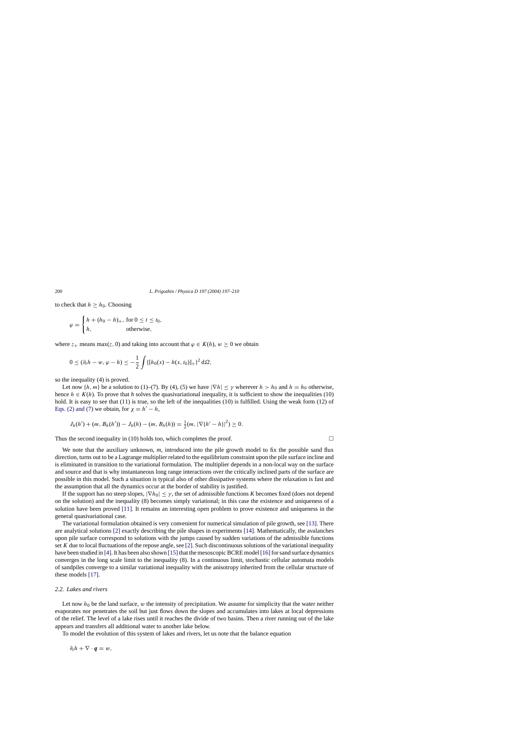to check that $h \geq h_0$. Choosing

$$\varphi = \begin{cases} h + (h_0 - h)_+, & \text{for } 0 \leq t \leq t_0, \\ h, & \text{otherwise}, \end{cases}$$

where $z_+$ means $\max(z, 0)$ and taking into account that $\varphi \in K(h)$, $w \geq 0$ we obtain

$$0 \leq (\partial_t h - w, \varphi - h) \leq -\frac{1}{2} \int \{[h_0(x) - h(x, t_0)]_+\}^2 \, \mathrm{d}\Omega,$$

so the inequality (4) is proved.

Let now $\{h, m\}$ be a solution to (1)–(7). By (4), (5) we have $|\nabla h| \leq \gamma$ wherever $h > h_0$ and $h = h_0$ otherwise, hence $h \in K(h)$. To prove that $h$ solves the quasivariational inequality, it is sufficient to show the inequalities (10) hold. It is easy to see that (11) is true, so the left of the inequalities (10) is fulfilled. Using the weak form (12) of Eqs. (2) and (7) we obtain, for $\chi = h' - h$,

$$J_h(h') + (m, B_h(h')) - J_h(h) - (m, B_h(h)) = \tfrac{1}{2}(m, |\nabla\{h' - h\}|^2) \geq 0.$$

Thus the second inequality in (10) holds too, which completes the proof. □

We note that the auxiliary unknown, $m$, introduced into the pile growth model to fix the possible sand flux direction, turns out to be a Lagrange multiplier related to the equilibrium constraint upon the pile surface incline and is eliminated in transition to the variational formulation. The multiplier depends in a non-local way on the surface and source and that is why instantaneous long range interactions over the critically inclined parts of the surface are possible in this model. Such a situation is typical also of other dissipative systems where the relaxation is fast and the assumption that all the dynamics occur at the border of stability is justified.

If the support has no steep slopes, $|\nabla h_0| \leq \gamma$, the set of admissible functions $K$ becomes fixed (does not depend on the solution) and the inequality (8) becomes simply variational; in this case the existence and uniqueness of a solution have been proved [11]. It remains an interesting open problem to prove existence and uniqueness in the general quasivariational case.

The variational formulation obtained is very convenient for numerical simulation of pile growth, see [13]. There are analytical solutions [2] exactly describing the pile shapes in experiments [14]. Mathematically, the avalanches upon pile surface correspond to solutions with the jumps caused by sudden variations of the admissible functions set $K$ due to local fluctuations of the repose angle, see [2]. Such discontinuous solutions of the variational inequality have been studied in [4]. It has been also shown [15] that the mesoscopic BCRE model [16] for sand surface dynamics converges in the long scale limit to the inequality (8). In a continuous limit, stochastic cellular automata models of sandpiles converge to a similar variational inequality with the anisotropy inherited from the cellular structure of these models [17].

### 2.2. Lakes and rivers

Let now $h_0$ be the land surface, $w$ the intensity of precipitation. We assume for simplicity that the water neither evaporates nor penetrates the soil but just flows down the slopes and accumulates into lakes at local depressions of the relief. The level of a lake rises until it reaches the divide of two basins. Then a river running out of the lake appears and transfers all additional water to another lake below.

To model the evolution of this system of lakes and rivers, let us note that the balance equation

$$\partial_t h + \nabla \cdot \boldsymbol{q} = w,$$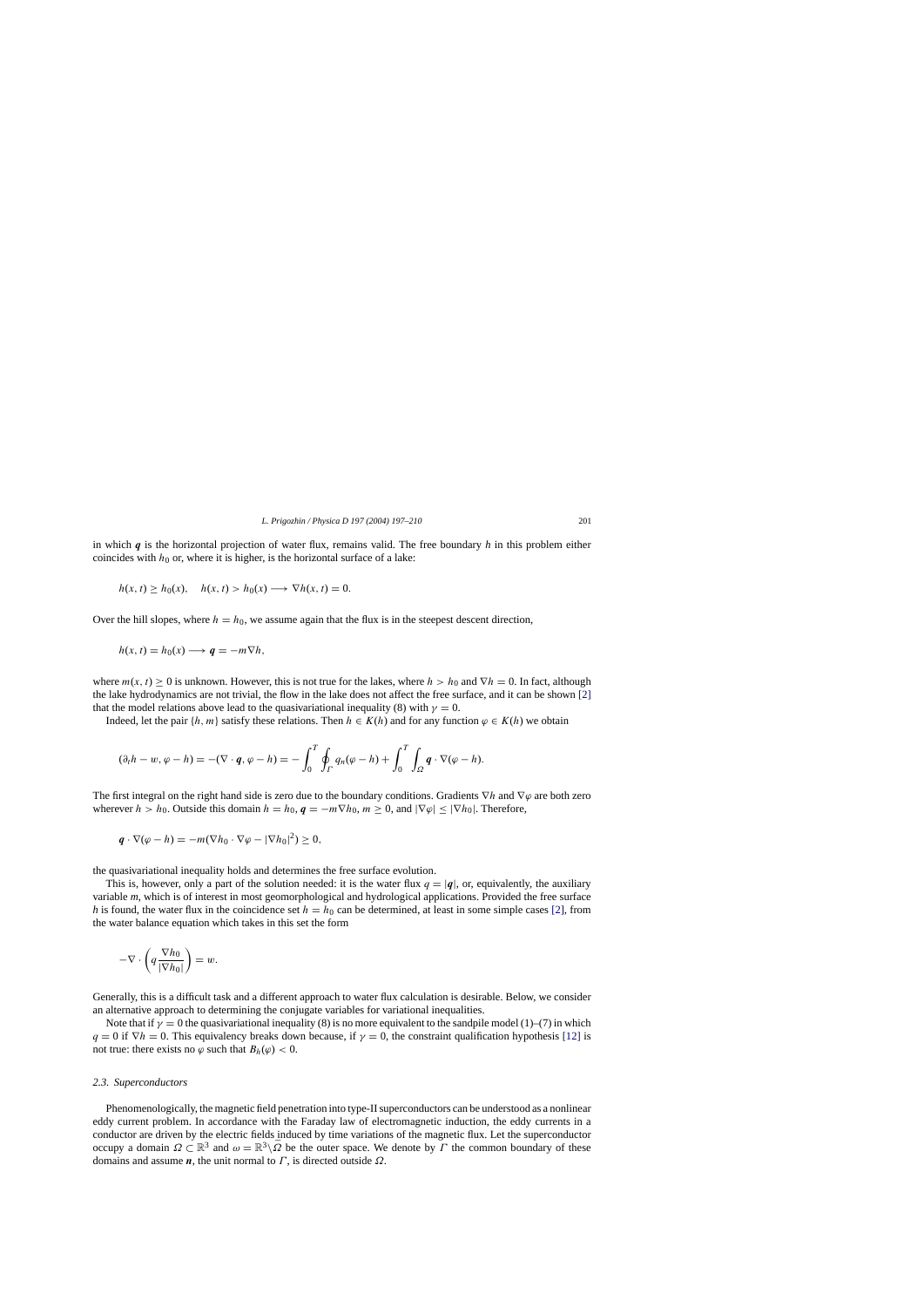in which $\boldsymbol{q}$ is the horizontal projection of water flux, remains valid. The free boundary $h$ in this problem either coincides with $h_0$ or, where it is higher, is the horizontal surface of a lake:

$$h(x,t) \geq h_0(x), \quad h(x,t) > h_0(x) \longrightarrow \nabla h(x,t) = 0.$$

Over the hill slopes, where $h = h_0$, we assume again that the flux is in the steepest descent direction,

$$h(x,t) = h_0(x) \longrightarrow \boldsymbol{q} = -m\nabla h,$$

where $m(x,t) \geq 0$ is unknown. However, this is not true for the lakes, where $h > h_0$ and $\nabla h = 0$. In fact, although the lake hydrodynamics are not trivial, the flow in the lake does not affect the free surface, and it can be shown [2] that the model relations above lead to the quasivariational inequality (8) with $\gamma = 0$.

Indeed, let the pair $\{h, m\}$ satisfy these relations. Then $h \in K(h)$ and for any function $\varphi \in K(h)$ we obtain

$$(\partial_t h - w, \varphi - h) = -(\nabla \cdot \boldsymbol{q}, \varphi - h) = -\int_0^T \oint_\Gamma q_n(\varphi - h) + \int_0^T \int_\Omega \boldsymbol{q} \cdot \nabla(\varphi - h).$$

The first integral on the right hand side is zero due to the boundary conditions. Gradients $\nabla h$ and $\nabla\varphi$ are both zero wherever $h > h_0$. Outside this domain $h = h_0$, $\boldsymbol{q} = -m\nabla h_0$, $m \geq 0$, and $|\nabla\varphi| \leq |\nabla h_0|$. Therefore,

$$\boldsymbol{q} \cdot \nabla(\varphi - h) = -m(\nabla h_0 \cdot \nabla\varphi - |\nabla h_0|^2) \geq 0,$$

the quasivariational inequality holds and determines the free surface evolution.

This is, however, only a part of the solution needed: it is the water flux $q = |\boldsymbol{q}|$, or, equivalently, the auxiliary variable $m$, which is of interest in most geomorphological and hydrological applications. Provided the free surface $h$ is found, the water flux in the coincidence set $h = h_0$ can be determined, at least in some simple cases [2], from the water balance equation which takes in this set the form

$$-\nabla \cdot \left( q \frac{\nabla h_0}{|\nabla h_0|} \right) = w.$$

Generally, this is a difficult task and a different approach to water flux calculation is desirable. Below, we consider an alternative approach to determining the conjugate variables for variational inequalities.

Note that if $\gamma = 0$ the quasivariational inequality (8) is no more equivalent to the sandpile model (1)–(7) in which $q = 0$ if $\nabla h = 0$. This equivalency breaks down because, if $\gamma = 0$, the constraint qualification hypothesis [12] is not true: there exists no $\varphi$ such that $B_h(\varphi) < 0$.

### 2.3. Superconductors

Phenomenologically, the magnetic field penetration into type-II superconductors can be understood as a nonlinear eddy current problem. In accordance with the Faraday law of electromagnetic induction, the eddy currents in a conductor are driven by the electric fields induced by time variations of the magnetic flux. Let the superconductor occupy a domain $\Omega \subset \mathbb{R}^3$ and $\omega = \mathbb{R}^3 \backslash \bar{\Omega}$ be the outer space. We denote by $\Gamma$ the common boundary of these domains and assume $\boldsymbol{n}$, the unit normal to $\Gamma$, is directed outside $\Omega$.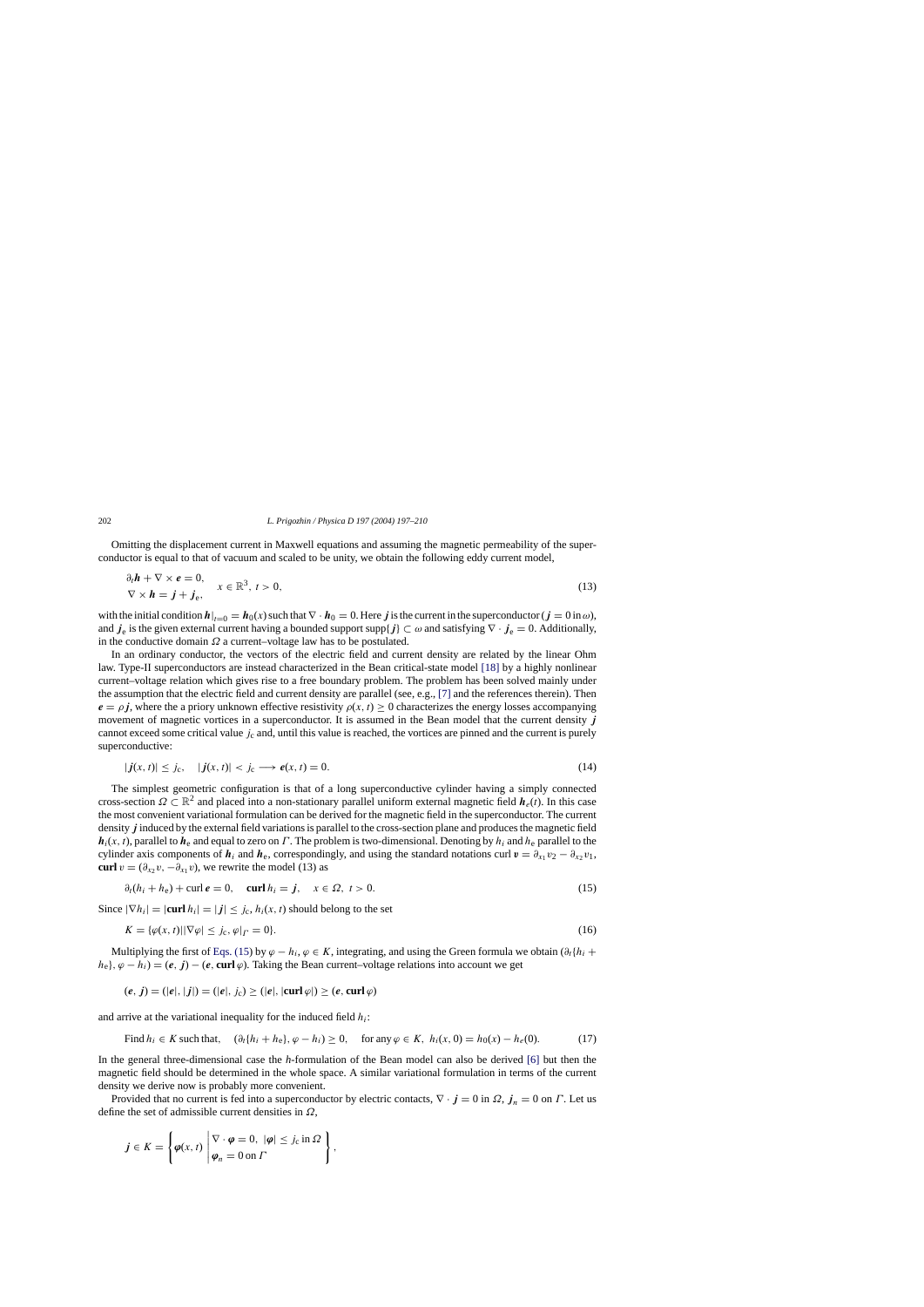Omitting the displacement current in Maxwell equations and assuming the magnetic permeability of the superconductor is equal to that of vacuum and scaled to be unity, we obtain the following eddy current model,

$$\begin{aligned} &\partial_t \boldsymbol{h} + \nabla \times \boldsymbol{e} = 0, \\ &\nabla \times \boldsymbol{h} = \boldsymbol{j} + \boldsymbol{j}_\mathrm{e}, \end{aligned} \quad x \in \mathbb{R}^3,\ t > 0, \tag{13}$$

with the initial condition $\boldsymbol{h}|_{t=0} = \boldsymbol{h}_0(x)$ such that $\nabla \cdot \boldsymbol{h}_0 = 0$. Here $\boldsymbol{j}$ is the current in the superconductor ($\boldsymbol{j} = 0$ in $\omega$), and $\boldsymbol{j}_\mathrm{e}$ is the given external current having a bounded support $\mathrm{supp}\{\boldsymbol{j}\} \subset \omega$ and satisfying $\nabla \cdot \boldsymbol{j}_\mathrm{e} = 0$. Additionally, in the conductive domain $\Omega$ a current–voltage law has to be postulated.

In an ordinary conductor, the vectors of the electric field and current density are related by the linear Ohm law. Type-II superconductors are instead characterized in the Bean critical-state model [18] by a highly nonlinear current–voltage relation which gives rise to a free boundary problem. The problem has been solved mainly under the assumption that the electric field and current density are parallel (see, e.g., [7] and the references therein). Then $\boldsymbol{e} = \rho \boldsymbol{j}$, where the a priory unknown effective resistivity $\rho(x, t) \geq 0$ characterizes the energy losses accompanying movement of magnetic vortices in a superconductor. It is assumed in the Bean model that the current density $\boldsymbol{j}$ cannot exceed some critical value $j_\mathrm{c}$ and, until this value is reached, the vortices are pinned and the current is purely superconductive:

$$|\boldsymbol{j}(x, t)| \leq j_\mathrm{c}, \quad |\boldsymbol{j}(x, t)| < j_\mathrm{c} \longrightarrow \boldsymbol{e}(x, t) = 0. \tag{14}$$

The simplest geometric configuration is that of a long superconductive cylinder having a simply connected cross-section $\Omega \subset \mathbb{R}^2$ and placed into a non-stationary parallel uniform external magnetic field $\boldsymbol{h}_e(t)$. In this case the most convenient variational formulation can be derived for the magnetic field in the superconductor. The current density $\boldsymbol{j}$ induced by the external field variations is parallel to the cross-section plane and produces the magnetic field $\boldsymbol{h}_i(x, t)$, parallel to $\boldsymbol{h}_\mathrm{e}$ and equal to zero on $\Gamma$. The problem is two-dimensional. Denoting by $h_i$ and $h_\mathrm{e}$ parallel to the cylinder axis components of $\boldsymbol{h}_i$ and $\boldsymbol{h}_\mathrm{e}$, correspondingly, and using the standard notations $\mathrm{curl}\,\boldsymbol{v} = \partial_{x_1} v_2 - \partial_{x_2} v_1$, $\mathbf{curl}\, v = (\partial_{x_2} v, -\partial_{x_1} v)$, we rewrite the model (13) as

$$\partial_t (h_i + h_e) + \mathrm{curl}\,\boldsymbol{e} = 0, \quad \mathbf{curl}\, h_i = \boldsymbol{j}, \quad x \in \Omega,\ t > 0. \tag{15}$$

Since $|\nabla h_i| = |\mathbf{curl}\, h_i| = |\boldsymbol{j}| \leq j_\mathrm{c}$, $h_i(x, t)$ should belong to the set

$$K = \{\varphi(x, t) | |\nabla \varphi| \leq j_\mathrm{c}, \varphi|_\Gamma = 0\}. \tag{16}$$

Multiplying the first of Eqs. (15) by $\varphi - h_i$, $\varphi \in K$, integrating, and using the Green formula we obtain $(\partial_t\{h_i + h_\mathrm{e}\}, \varphi - h_i) = (\boldsymbol{e}, \boldsymbol{j}) - (\boldsymbol{e}, \mathbf{curl}\,\varphi)$. Taking the Bean current–voltage relations into account we get

$$(\boldsymbol{e}, \boldsymbol{j}) = (|\boldsymbol{e}|, |\boldsymbol{j}|) = (|\boldsymbol{e}|, j_\mathrm{c}) \geq (|\boldsymbol{e}|, |\mathbf{curl}\,\varphi|) \geq (\boldsymbol{e}, \mathbf{curl}\,\varphi)$$

and arrive at the variational inequality for the induced field $h_i$:

$$\text{Find } h_i \in K \text{ such that,} \quad (\partial_t\{h_i + h_\mathrm{e}\}, \varphi - h_i) \geq 0, \quad \text{for any } \varphi \in K,\ h_i(x, 0) = h_0(x) - h_e(0). \tag{17}$$

In the general three-dimensional case the $h$-formulation of the Bean model can also be derived [6] but then the magnetic field should be determined in the whole space. A similar variational formulation in terms of the current density we derive now is probably more convenient.

Provided that no current is fed into a superconductor by electric contacts, $\nabla \cdot \boldsymbol{j} = 0$ in $\Omega$, $\boldsymbol{j}_n = 0$ on $\Gamma$. Let us define the set of admissible current densities in $\Omega$,

$$\boldsymbol{j} \in K = \left\{ \boldsymbol{\varphi}(x, t) \,\middle|\, \begin{array}{l} \nabla \cdot \boldsymbol{\varphi} = 0,\ |\boldsymbol{\varphi}| \leq j_\mathrm{c} \text{ in } \Omega \\ \boldsymbol{\varphi}_n = 0 \text{ on } \Gamma \end{array} \right\},$$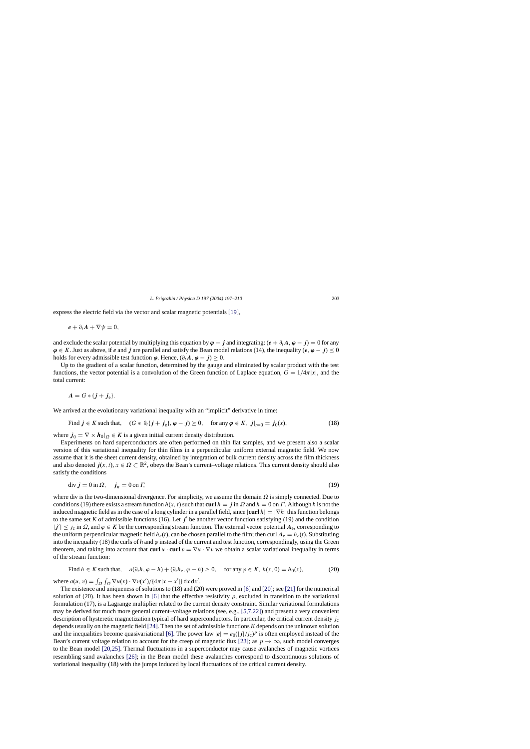express the electric field via the vector and scalar magnetic potentials [19],

$$\boldsymbol{e} + \partial_t \boldsymbol{A} + \nabla \psi = 0,$$

and exclude the scalar potential by multiplying this equation by $\boldsymbol{\varphi} - \boldsymbol{j}$ and integrating: $(\boldsymbol{e} + \partial_t \boldsymbol{A}, \boldsymbol{\varphi} - \boldsymbol{j}) = 0$ for any $\boldsymbol{\varphi} \in K$. Just as above, if $\boldsymbol{e}$ and $\boldsymbol{j}$ are parallel and satisfy the Bean model relations (14), the inequality $(\boldsymbol{e}, \boldsymbol{\varphi} - \boldsymbol{j}) \leq 0$ holds for every admissible test function $\boldsymbol{\varphi}$. Hence, $(\partial_t \boldsymbol{A}, \boldsymbol{\varphi} - \boldsymbol{j}) \geq 0$.

Up to the gradient of a scalar function, determined by the gauge and eliminated by scalar product with the test functions, the vector potential is a convolution of the Green function of Laplace equation, $G = 1/4\pi|x|$, and the total current:

$$\boldsymbol{A} = G * \{\boldsymbol{j} + \boldsymbol{j}_e\}.$$

We arrived at the evolutionary variational inequality with an "implicit" derivative in time:

$$\text{Find } \boldsymbol{j} \in K \text{ such that,} \quad (G * \partial_t\{\boldsymbol{j} + \boldsymbol{j}_e\}, \boldsymbol{\varphi} - \boldsymbol{j}) \geq 0, \quad \text{for any } \boldsymbol{\varphi} \in K, \; \boldsymbol{j}|_{t=0} = \boldsymbol{j}_0(x), \tag{18}$$

where $\boldsymbol{j}_0 = \nabla \times \boldsymbol{h}_0|_\Omega \in K$ is a given initial current density distribution.

Experiments on hard superconductors are often performed on thin flat samples, and we present also a scalar version of this variational inequality for thin films in a perpendicular uniform external magnetic field. We now assume that it is the sheet current density, obtained by integration of bulk current density across the film thickness and also denoted $\boldsymbol{j}(x, t)$, $x \in \Omega \subset \mathbb{R}^2$, obeys the Bean's current–voltage relations. This current density should also satisfy the conditions

$$\operatorname{div} \boldsymbol{j} = 0 \text{ in } \Omega, \quad j_n = 0 \text{ on } \Gamma, \tag{19}$$

where div is the two-dimensional divergence. For simplicity, we assume the domain $\Omega$ is simply connected. Due to conditions (19) there exists a stream function $h(x, t)$ such that $\mathbf{curl}\, h = \boldsymbol{j}$ in $\Omega$ and $h = 0$ on $\Gamma$. Although $h$ is not the induced magnetic field as in the case of a long cylinder in a parallel field, since $|\mathbf{curl}\, h| = |\nabla h|$ this function belongs to the same set $K$ of admissible functions (16). Let $\boldsymbol{j}'$ be another vector function satisfying (19) and the condition $|\boldsymbol{j}'| \leq j_c$ in $\Omega$, and $\varphi \in K$ be the corresponding stream function. The external vector potential $\boldsymbol{A}_e$, corresponding to the uniform perpendicular magnetic field $h_e(t)$, can be chosen parallel to the film; then curl $\boldsymbol{A}_e = h_e(t)$. Substituting into the inequality (18) the curls of $h$ and $\varphi$ instead of the current and test function, correspondingly, using the Green theorem, and taking into account that $\mathbf{curl}\, u \cdot \mathbf{curl}\, v = \nabla u \cdot \nabla v$ we obtain a scalar variational inequality in terms of the stream function:

$$\text{Find } h \in K \text{ such that,} \quad a(\partial_t h, \varphi - h) + (\partial_t h_e, \varphi - h) \geq 0, \quad \text{for any } \varphi \in K, \; h(x, 0) = h_0(x), \tag{20}$$

where $a(u, v) = \int_\Omega \int_\Omega \nabla u(x) \cdot \nabla v(x')/\{4\pi|x - x'|\} \, dx \, dx'$.

The existence and uniqueness of solutions to (18) and (20) were proved in [6] and [20]; see [21] for the numerical solution of (20). It has been shown in [6] that the effective resistivity $\rho$, excluded in transition to the variational formulation (17), is a Lagrange multiplier related to the current density constraint. Similar variational formulations may be derived for much more general current–voltage relations (see, e.g., [5,7,22]) and present a very convenient description of hysteretic magnetization typical of hard superconductors. In particular, the critical current density $j_c$ depends usually on the magnetic field [24]. Then the set of admissible functions $K$ depends on the unknown solution and the inequalities become quasivariational [6]. The power law $|\boldsymbol{e}| = e_0(|\boldsymbol{j}|/j_c)^p$ is often employed instead of the Bean's current voltage relation to account for the creep of magnetic flux [23]; as $p \to \infty$, such model converges to the Bean model [20,25]. Thermal fluctuations in a superconductor may cause avalanches of magnetic vortices resembling sand avalanches [26]; in the Bean model these avalanches correspond to discontinuous solutions of variational inequality (18) with the jumps induced by local fluctuations of the critical current density.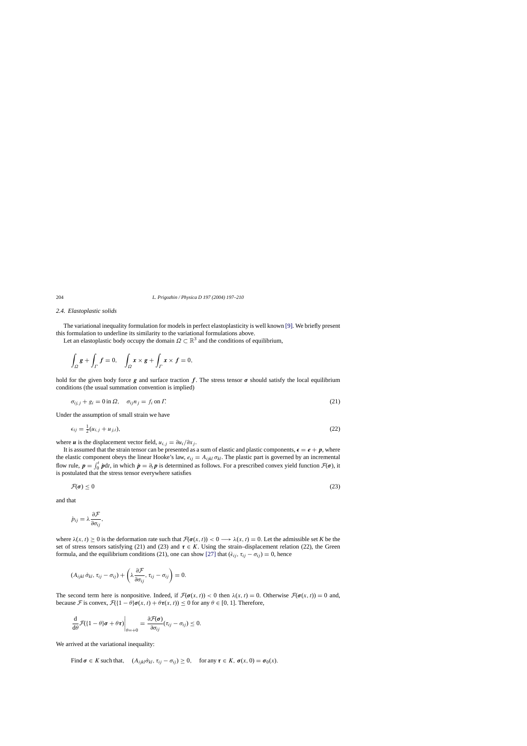### 2.4. Elastoplastic solids

The variational inequality formulation for models in perfect elastoplasticity is well known [9]. We briefly present this formulation to underline its similarity to the variational formulations above.

Let an elastoplastic body occupy the domain $\Omega \subset \mathbb{R}^3$ and the conditions of equilibrium,

$$\int_\Omega \boldsymbol{g} + \int_\Gamma \boldsymbol{f} = 0, \quad \int_\Omega \boldsymbol{x} \times \boldsymbol{g} + \int_\Gamma \boldsymbol{x} \times \boldsymbol{f} = 0,$$

hold for the given body force $\boldsymbol{g}$ and surface traction $\boldsymbol{f}$. The stress tensor $\boldsymbol{\sigma}$ should satisfy the local equilibrium conditions (the usual summation convention is implied)

$$\sigma_{ij,j} + g_i = 0 \text{ in } \Omega, \quad \sigma_{ij} n_j = f_i \text{ on } \Gamma. \tag{21}$$

Under the assumption of small strain we have

$$\epsilon_{ij} = \tfrac{1}{2}(u_{i,j} + u_{j,i}), \tag{22}$$

where $\boldsymbol{u}$ is the displacement vector field, $u_{i,j} = \partial u_i / \partial x_j$.

It is assumed that the strain tensor can be presented as a sum of elastic and plastic components, $\boldsymbol{\epsilon} = \boldsymbol{e} + \boldsymbol{p}$, where the elastic component obeys the linear Hooke's law, $e_{ij} = A_{ijkl}\,\sigma_{kl}$. The plastic part is governed by an incremental flow rule, $\boldsymbol{p} = \int_0^t \dot{\boldsymbol{p}} \mathrm{d}t$, in which $\dot{\boldsymbol{p}} = \partial_t \boldsymbol{p}$ is determined as follows. For a prescribed convex yield function $\mathcal{F}(\boldsymbol{\sigma})$, it is postulated that the stress tensor everywhere satisfies

$$\mathcal{F}(\boldsymbol{\sigma}) \leq 0 \tag{23}$$

and that

$$\dot{p}_{ij} = \lambda \frac{\partial \mathcal{F}}{\partial \sigma_{ij}},$$

where $\lambda(x, t) \geq 0$ is the deformation rate such that $\mathcal{F}(\boldsymbol{\sigma}(x, t)) < 0 \longrightarrow \lambda(x, t) = 0$. Let the admissible set $K$ be the set of stress tensors satisfying (21) and (23) and $\boldsymbol{\tau} \in K$. Using the strain–displacement relation (22), the Green formula, and the equilibrium conditions (21), one can show [27] that $(\dot{\epsilon}_{ij}, \tau_{ij} - \sigma_{ij}) = 0$, hence

$$(A_{ijkl}\,\dot{\sigma}_{kl}, \tau_{ij} - \sigma_{ij}) + \left(\lambda \frac{\partial \mathcal{F}}{\partial \sigma_{ij}}, \tau_{ij} - \sigma_{ij}\right) = 0.$$

The second term here is nonpositive. Indeed, if $\mathcal{F}(\boldsymbol{\sigma}(x, t)) < 0$ then $\lambda(x, t) = 0$. Otherwise $\mathcal{F}(\boldsymbol{\sigma}(x, t)) = 0$ and, because $\mathcal{F}$ is convex, $\mathcal{F}(\{1 - \theta\}\boldsymbol{\sigma}(x, t) + \theta\boldsymbol{\tau}(x, t)) \leq 0$ for any $\theta \in [0, 1]$. Therefore,

$$\left.\frac{\mathrm{d}}{\mathrm{d}\theta} \mathcal{F}(\{1 - \theta\}\boldsymbol{\sigma} + \theta\boldsymbol{\tau})\right|_{\theta=+0} = \frac{\partial \mathcal{F}(\boldsymbol{\sigma})}{\partial \sigma_{ij}}(\tau_{ij} - \sigma_{ij}) \leq 0.$$

We arrived at the variational inequality:

$$\text{Find } \boldsymbol{\sigma} \in K \text{ such that,} \quad (A_{ijkl}\dot{\sigma}_{kl}, \tau_{ij} - \sigma_{ij}) \geq 0, \quad \text{for any } \boldsymbol{\tau} \in K,\ \boldsymbol{\sigma}(x, 0) = \boldsymbol{\sigma}_0(x).$$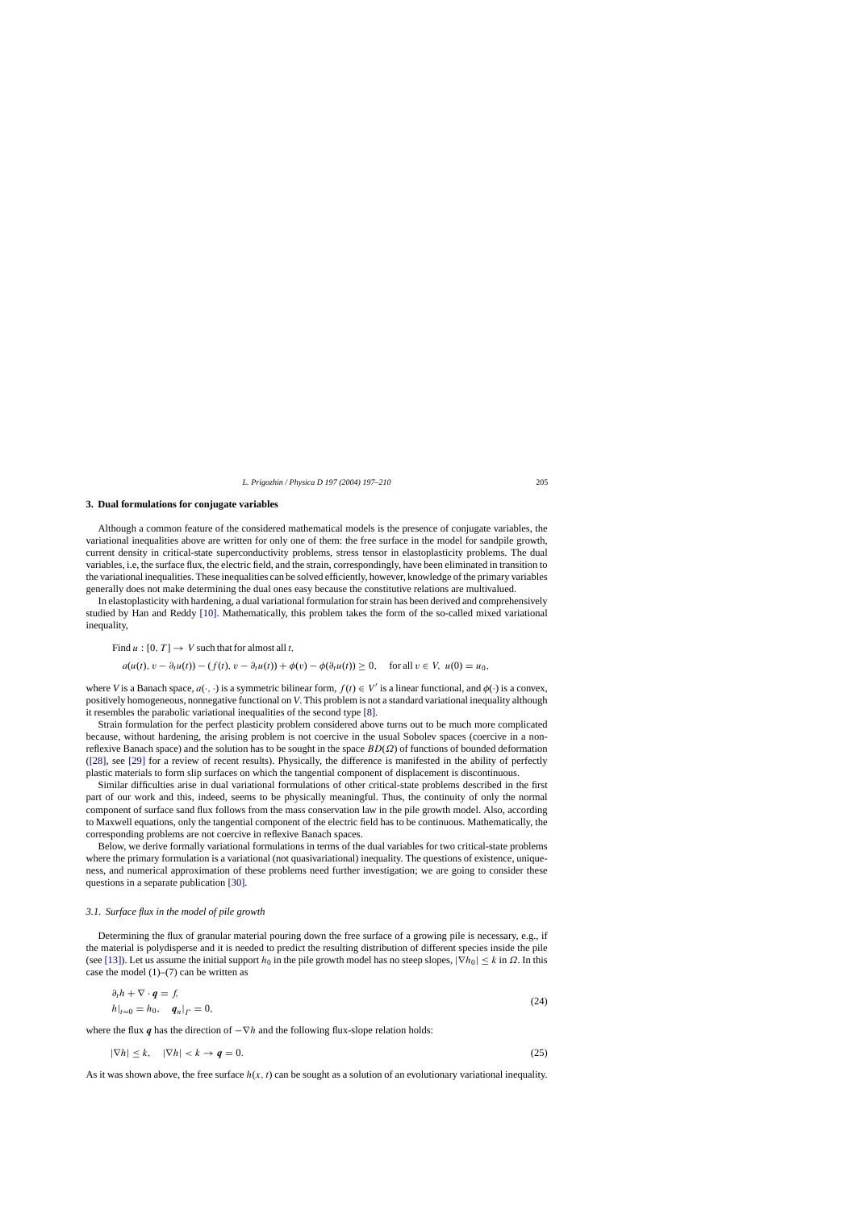## 3. Dual formulations for conjugate variables

Although a common feature of the considered mathematical models is the presence of conjugate variables, the variational inequalities above are written for only one of them: the free surface in the model for sandpile growth, current density in critical-state superconductivity problems, stress tensor in elastoplasticity problems. The dual variables, i.e, the surface flux, the electric field, and the strain, correspondingly, have been eliminated in transition to the variational inequalities. These inequalities can be solved efficiently, however, knowledge of the primary variables generally does not make determining the dual ones easy because the constitutive relations are multivalued.

In elastoplasticity with hardening, a dual variational formulation for strain has been derived and comprehensively studied by Han and Reddy [10]. Mathematically, this problem takes the form of the so-called mixed variational inequality,

Find $u : [0, T] \to V$ such that for almost all $t$,

$$a(u(t), v - \partial_t u(t)) - (f(t), v - \partial_t u(t)) + \phi(v) - \phi(\partial_t u(t)) \geq 0, \quad \text{for all } v \in V, \; u(0) = u_0,$$

where $V$ is a Banach space, $a(\cdot, \cdot)$ is a symmetric bilinear form, $f(t) \in V'$ is a linear functional, and $\phi(\cdot)$ is a convex, positively homogeneous, nonnegative functional on $V$. This problem is not a standard variational inequality although it resembles the parabolic variational inequalities of the second type [8].

Strain formulation for the perfect plasticity problem considered above turns out to be much more complicated because, without hardening, the arising problem is not coercive in the usual Sobolev spaces (coercive in a non-reflexive Banach space) and the solution has to be sought in the space $BD(\Omega)$ of functions of bounded deformation ([28], see [29] for a review of recent results). Physically, the difference is manifested in the ability of perfectly plastic materials to form slip surfaces on which the tangential component of displacement is discontinuous.

Similar difficulties arise in dual variational formulations of other critical-state problems described in the first part of our work and this, indeed, seems to be physically meaningful. Thus, the continuity of only the normal component of surface sand flux follows from the mass conservation law in the pile growth model. Also, according to Maxwell equations, only the tangential component of the electric field has to be continuous. Mathematically, the corresponding problems are not coercive in reflexive Banach spaces.

Below, we derive formally variational formulations in terms of the dual variables for two critical-state problems where the primary formulation is a variational (not quasivariational) inequality. The questions of existence, uniqueness, and numerical approximation of these problems need further investigation; we are going to consider these questions in a separate publication [30].

### 3.1. Surface flux in the model of pile growth

Determining the flux of granular material pouring down the free surface of a growing pile is necessary, e.g., if the material is polydisperse and it is needed to predict the resulting distribution of different species inside the pile (see [13]). Let us assume the initial support $h_0$ in the pile growth model has no steep slopes, $|\nabla h_0| \leq k$ in $\Omega$. In this case the model (1)–(7) can be written as

$$\begin{aligned} &\partial_t h + \nabla \cdot \boldsymbol{q} = f, \\ &h|_{t=0} = h_0, \quad \boldsymbol{q}_n|_{\Gamma} = 0, \end{aligned} \tag{24}$$

where the flux $\boldsymbol{q}$ has the direction of $-\nabla h$ and the following flux-slope relation holds:

$$|\nabla h| \leq k, \quad |\nabla h| < k \to \boldsymbol{q} = 0. \tag{25}$$

As it was shown above, the free surface $h(x, t)$ can be sought as a solution of an evolutionary variational inequality.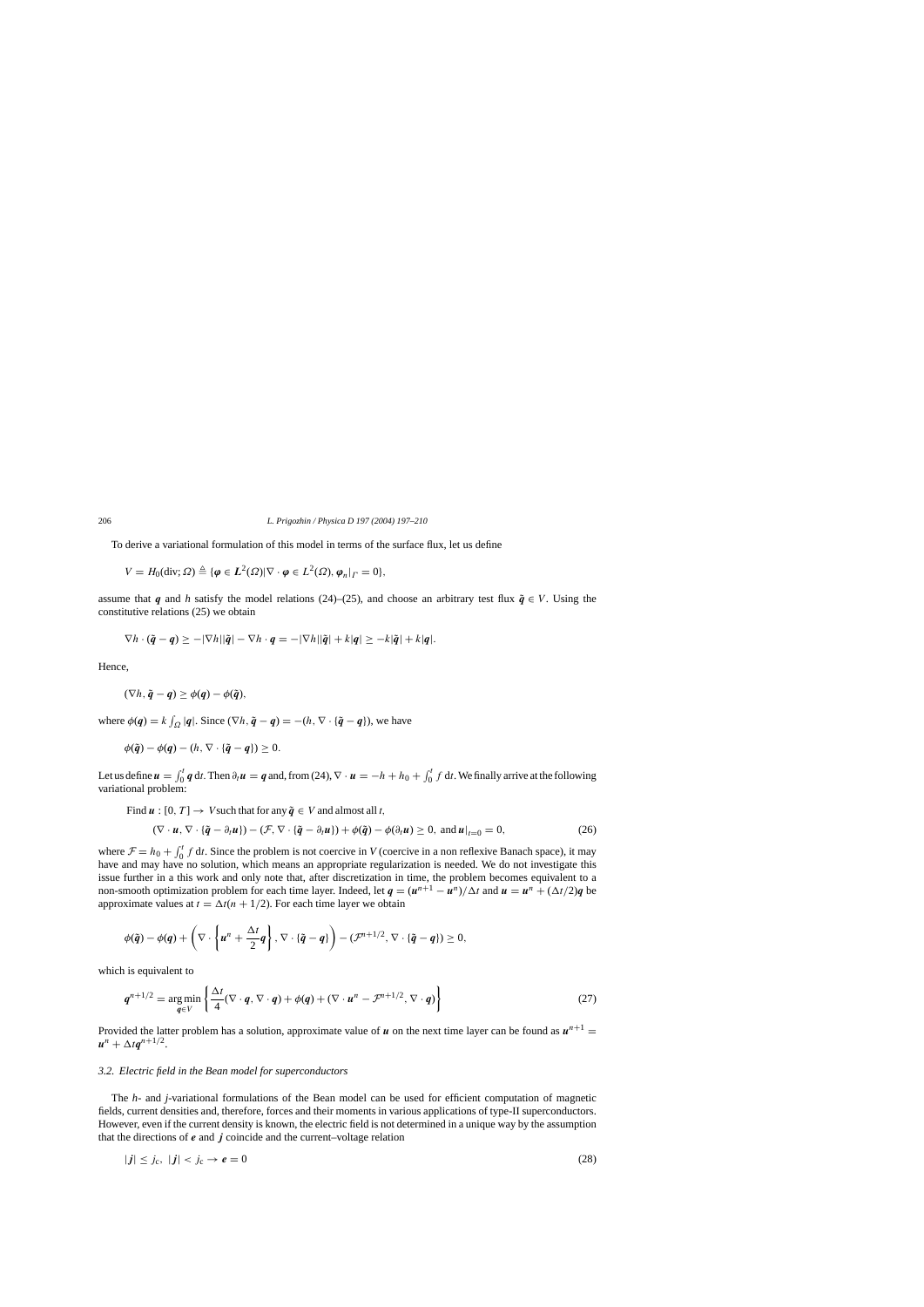To derive a variational formulation of this model in terms of the surface flux, let us define

$$V = H_0(\text{div}; \Omega) \triangleq \{\boldsymbol{\varphi} \in \boldsymbol{L}^2(\Omega) | \nabla \cdot \boldsymbol{\varphi} \in L^2(\Omega), \boldsymbol{\varphi}_n|_\Gamma = 0\},$$

assume that $\boldsymbol{q}$ and $h$ satisfy the model relations (24)–(25), and choose an arbitrary test flux $\tilde{\boldsymbol{q}} \in V$. Using the constitutive relations (25) we obtain

$$\nabla h \cdot (\tilde{\boldsymbol{q}} - \boldsymbol{q}) \geq -|\nabla h||\tilde{\boldsymbol{q}}| - \nabla h \cdot \boldsymbol{q} = -|\nabla h||\tilde{\boldsymbol{q}}| + k|\boldsymbol{q}| \geq -k|\tilde{\boldsymbol{q}}| + k|\boldsymbol{q}|.$$

Hence,

$$(\nabla h, \tilde{\boldsymbol{q}} - \boldsymbol{q}) \geq \phi(\boldsymbol{q}) - \phi(\tilde{\boldsymbol{q}}),$$

where $\phi(\boldsymbol{q}) = k \int_\Omega |\boldsymbol{q}|$. Since $(\nabla h, \tilde{\boldsymbol{q}} - \boldsymbol{q}) = -(h, \nabla \cdot \{\tilde{\boldsymbol{q}} - \boldsymbol{q}\})$, we have

$$\phi(\tilde{\boldsymbol{q}}) - \phi(\boldsymbol{q}) - (h, \nabla \cdot \{\tilde{\boldsymbol{q}} - \boldsymbol{q}\}) \geq 0.$$

Let us define $\boldsymbol{u} = \int_0^t \boldsymbol{q}\, \mathrm{d}t$. Then $\partial_t \boldsymbol{u} = \boldsymbol{q}$ and, from (24), $\nabla \cdot \boldsymbol{u} = -h + h_0 + \int_0^t f\, \mathrm{d}t$. We finally arrive at the following variational problem:

Find $\boldsymbol{u} : [0, T] \to V$ such that for any $\tilde{\boldsymbol{q}} \in V$ and almost all $t$,

$$(\nabla \cdot \boldsymbol{u}, \nabla \cdot \{\tilde{\boldsymbol{q}} - \partial_t \boldsymbol{u}\}) - (\mathcal{F}, \nabla \cdot \{\tilde{\boldsymbol{q}} - \partial_t \boldsymbol{u}\}) + \phi(\tilde{\boldsymbol{q}}) - \phi(\partial_t \boldsymbol{u}) \geq 0, \text{ and } \boldsymbol{u}|_{t=0} = 0, \tag{26}$$

where $\mathcal{F} = h_0 + \int_0^t f\, \mathrm{d}t$. Since the problem is not coercive in $V$ (coercive in a non reflexive Banach space), it may have and may have no solution, which means an appropriate regularization is needed. We do not investigate this issue further in a this work and only note that, after discretization in time, the problem becomes equivalent to a non-smooth optimization problem for each time layer. Indeed, let $\boldsymbol{q} = (\boldsymbol{u}^{n+1} - \boldsymbol{u}^n)/\Delta t$ and $\boldsymbol{u} = \boldsymbol{u}^n + (\Delta t/2)\boldsymbol{q}$ be approximate values at $t = \Delta t(n + 1/2)$. For each time layer we obtain

$$\phi(\tilde{\boldsymbol{q}}) - \phi(\boldsymbol{q}) + \left(\nabla \cdot \left\{\boldsymbol{u}^n + \frac{\Delta t}{2}\boldsymbol{q}\right\}, \nabla \cdot \{\tilde{\boldsymbol{q}} - \boldsymbol{q}\}\right) - (\mathcal{F}^{n+1/2}, \nabla \cdot \{\tilde{\boldsymbol{q}} - \boldsymbol{q}\}) \geq 0,$$

which is equivalent to

$$\boldsymbol{q}^{n+1/2} = \underset{\boldsymbol{q} \in V}{\arg\min} \left\{ \frac{\Delta t}{4}(\nabla \cdot \boldsymbol{q}, \nabla \cdot \boldsymbol{q}) + \phi(\boldsymbol{q}) + (\nabla \cdot \boldsymbol{u}^n - \mathcal{F}^{n+1/2}, \nabla \cdot \boldsymbol{q}) \right\} \tag{27}$$

Provided the latter problem has a solution, approximate value of $\boldsymbol{u}$ on the next time layer can be found as $\boldsymbol{u}^{n+1} = \boldsymbol{u}^n + \Delta t \boldsymbol{q}^{n+1/2}$.

### *3.2. Electric field in the Bean model for superconductors*

The *h*- and *j*-variational formulations of the Bean model can be used for efficient computation of magnetic fields, current densities and, therefore, forces and their moments in various applications of type-II superconductors. However, even if the current density is known, the electric field is not determined in a unique way by the assumption that the directions of $\boldsymbol{e}$ and $\boldsymbol{j}$ coincide and the current–voltage relation

$$|\boldsymbol{j}| \leq j_c, \ |\boldsymbol{j}| < j_c \to \boldsymbol{e} = 0 \tag{28}$$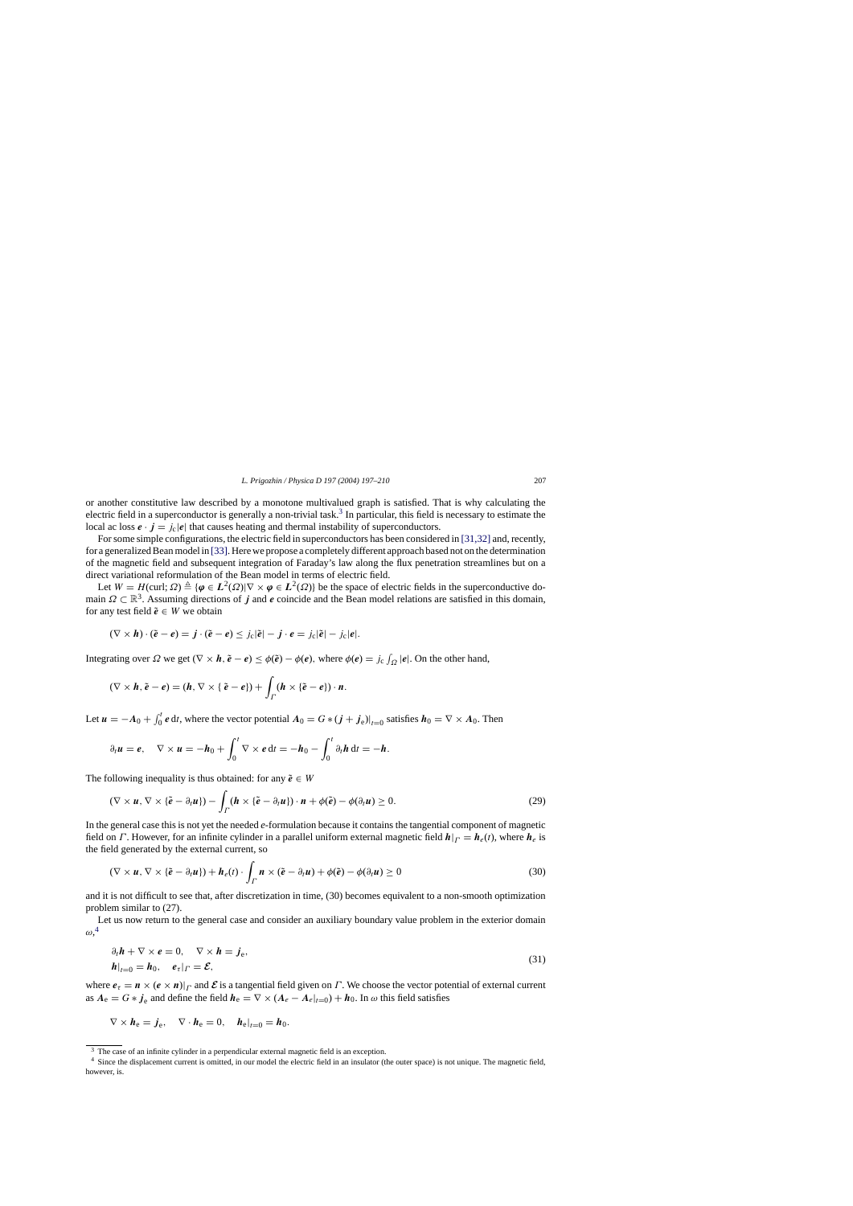or another constitutive law described by a monotone multivalued graph is satisfied. That is why calculating the electric field in a superconductor is generally a non-trivial task.[3] In particular, this field is necessary to estimate the local ac loss $\boldsymbol{e} \cdot \boldsymbol{j} = j_c|\boldsymbol{e}|$ that causes heating and thermal instability of superconductors.

For some simple configurations, the electric field in superconductors has been considered in [31,32] and, recently, for a generalized Bean model in [33]. Here we propose a completely different approach based not on the determination of the magnetic field and subsequent integration of Faraday's law along the flux penetration streamlines but on a direct variational reformulation of the Bean model in terms of electric field.

Let $W = H(\text{curl}; \Omega) \triangleq \{\boldsymbol{\varphi} \in \boldsymbol{L}^2(\Omega) | \nabla \times \boldsymbol{\varphi} \in \boldsymbol{L}^2(\Omega)\}$ be the space of electric fields in the superconductive domain $\Omega \subset \mathbb{R}^3$. Assuming directions of $\boldsymbol{j}$ and $\boldsymbol{e}$ coincide and the Bean model relations are satisfied in this domain, for any test field $\tilde{\boldsymbol{e}} \in W$ we obtain

$$(\nabla \times \boldsymbol{h}) \cdot (\tilde{\boldsymbol{e}} - \boldsymbol{e}) = \boldsymbol{j} \cdot (\tilde{\boldsymbol{e}} - \boldsymbol{e}) \leq j_c|\tilde{\boldsymbol{e}}| - \boldsymbol{j} \cdot \boldsymbol{e} = j_c|\tilde{\boldsymbol{e}}| - j_c|\boldsymbol{e}|.$$

Integrating over $\Omega$ we get $(\nabla \times \boldsymbol{h}, \tilde{\boldsymbol{e}} - \boldsymbol{e}) \leq \phi(\tilde{\boldsymbol{e}}) - \phi(\boldsymbol{e})$, where $\phi(\boldsymbol{e}) = j_c \int_\Omega |\boldsymbol{e}|$. On the other hand,

$$(\nabla \times \boldsymbol{h}, \tilde{\boldsymbol{e}} - \boldsymbol{e}) = (\boldsymbol{h}, \nabla \times \{\tilde{\boldsymbol{e}} - \boldsymbol{e}\}) + \int_\Gamma (\boldsymbol{h} \times \{\tilde{\boldsymbol{e}} - \boldsymbol{e}\}) \cdot \boldsymbol{n}.$$

Let $\boldsymbol{u} = -\boldsymbol{A}_0 + \int_0^t \boldsymbol{e}\,\mathrm{d}t$, where the vector potential $\boldsymbol{A}_0 = G * (\boldsymbol{j} + \boldsymbol{j}_e)|_{t=0}$ satisfies $\boldsymbol{h}_0 = \nabla \times \boldsymbol{A}_0$. Then

$$\partial_t \boldsymbol{u} = \boldsymbol{e}, \quad \nabla \times \boldsymbol{u} = -\boldsymbol{h}_0 + \int_0^t \nabla \times \boldsymbol{e}\,\mathrm{d}t = -\boldsymbol{h}_0 - \int_0^t \partial_t \boldsymbol{h}\,\mathrm{d}t = -\boldsymbol{h}.$$

The following inequality is thus obtained: for any $\tilde{\boldsymbol{e}} \in W$

$$(\nabla \times \boldsymbol{u}, \nabla \times \{\tilde{\boldsymbol{e}} - \partial_t \boldsymbol{u}\}) - \int_\Gamma (\boldsymbol{h} \times \{\tilde{\boldsymbol{e}} - \partial_t \boldsymbol{u}\}) \cdot \boldsymbol{n} + \phi(\tilde{\boldsymbol{e}}) - \phi(\partial_t \boldsymbol{u}) \geq 0. \tag{29}$$

In the general case this is not yet the needed $e$-formulation because it contains the tangential component of magnetic field on $\Gamma$. However, for an infinite cylinder in a parallel uniform external magnetic field $\boldsymbol{h}|_\Gamma = \boldsymbol{h}_e(t)$, where $\boldsymbol{h}_e$ is the field generated by the external current, so

$$(\nabla \times \boldsymbol{u}, \nabla \times \{\tilde{\boldsymbol{e}} - \partial_t \boldsymbol{u}\}) + \boldsymbol{h}_e(t) \cdot \int_\Gamma \boldsymbol{n} \times (\tilde{\boldsymbol{e}} - \partial_t \boldsymbol{u}) + \phi(\tilde{\boldsymbol{e}}) - \phi(\partial_t \boldsymbol{u}) \geq 0 \tag{30}$$

and it is not difficult to see that, after discretization in time, (30) becomes equivalent to a non-smooth optimization problem similar to (27).

Let us now return to the general case and consider an auxiliary boundary value problem in the exterior domain $\omega$,[4]

$$\begin{aligned} &\partial_t \boldsymbol{h} + \nabla \times \boldsymbol{e} = 0, \quad \nabla \times \boldsymbol{h} = \boldsymbol{j}_e, \\ &\boldsymbol{h}|_{t=0} = \boldsymbol{h}_0, \quad \boldsymbol{e}_\tau|_\Gamma = \boldsymbol{\mathcal{E}}, \end{aligned} \tag{31}$$

where $\boldsymbol{e}_\tau = \boldsymbol{n} \times (\boldsymbol{e} \times \boldsymbol{n})|_\Gamma$ and $\boldsymbol{\mathcal{E}}$ is a tangential field given on $\Gamma$. We choose the vector potential of external current as $\boldsymbol{A}_e = G * \boldsymbol{j}_e$ and define the field $\boldsymbol{h}_e = \nabla \times (\boldsymbol{A}_e - \boldsymbol{A}_e|_{t=0}) + \boldsymbol{h}_0$. In $\omega$ this field satisfies

$$\nabla \times \boldsymbol{h}_e = \boldsymbol{j}_e, \quad \nabla \cdot \boldsymbol{h}_e = 0, \quad \boldsymbol{h}_e|_{t=0} = \boldsymbol{h}_0.$$

---

[3] The case of an infinite cylinder in a perpendicular external magnetic field is an exception.

[4] Since the displacement current is omitted, in our model the electric field in an insulator (the outer space) is not unique. The magnetic field, however, is.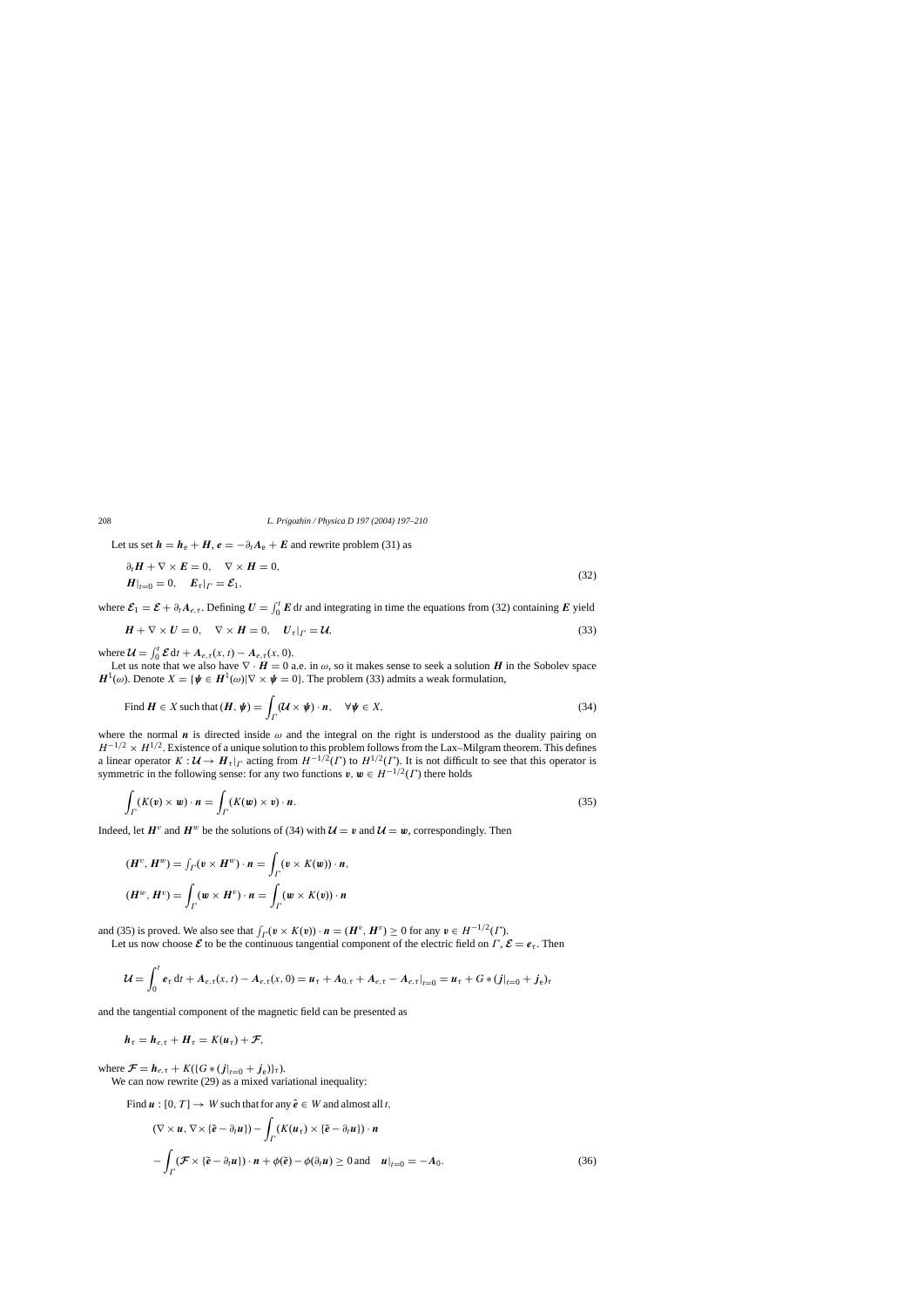Let us set $\boldsymbol{h} = \boldsymbol{h}_e + \boldsymbol{H}$, $\boldsymbol{e} = -\partial_t \boldsymbol{A}_e + \boldsymbol{E}$ and rewrite problem (31) as

$$
\begin{aligned}
&\partial_t \boldsymbol{H} + \nabla \times \boldsymbol{E} = 0, \quad \nabla \times \boldsymbol{H} = 0, \\
&\boldsymbol{H}|_{t=0} = 0, \quad \boldsymbol{E}_\tau|_\Gamma = \boldsymbol{\mathcal{E}}_1,
\end{aligned} \tag{32}
$$

where $\boldsymbol{\mathcal{E}}_1 = \boldsymbol{\mathcal{E}} + \partial_t \boldsymbol{A}_{e,\tau}$. Defining $\boldsymbol{U} = \int_0^t \boldsymbol{E}\,\mathrm{d}t$ and integrating in time the equations from (32) containing $\boldsymbol{E}$ yield

$$
\boldsymbol{H} + \nabla \times \boldsymbol{U} = 0, \quad \nabla \times \boldsymbol{H} = 0, \quad \boldsymbol{U}_\tau|_\Gamma = \boldsymbol{\mathcal{U}}, \tag{33}
$$

where $\boldsymbol{\mathcal{U}} = \int_0^t \boldsymbol{\mathcal{E}}\,\mathrm{d}t + \boldsymbol{A}_{e,\tau}(x,t) - \boldsymbol{A}_{e,\tau}(x,0)$.

Let us note that we also have $\nabla \cdot \boldsymbol{H} = 0$ a.e. in $\omega$, so it makes sense to seek a solution $\boldsymbol{H}$ in the Sobolev space $\boldsymbol{H}^1(\omega)$. Denote $X = \{\boldsymbol{\psi} \in \boldsymbol{H}^1(\omega) | \nabla \times \boldsymbol{\psi} = 0\}$. The problem (33) admits a weak formulation,

$$
\text{Find } \boldsymbol{H} \in X \text{ such that } (\boldsymbol{H}, \boldsymbol{\psi}) = \int_\Gamma (\boldsymbol{\mathcal{U}} \times \boldsymbol{\psi}) \cdot \boldsymbol{n}, \quad \forall \boldsymbol{\psi} \in X, \tag{34}
$$

where the normal $\boldsymbol{n}$ is directed inside $\omega$ and the integral on the right is understood as the duality pairing on $H^{-1/2} \times H^{1/2}$. Existence of a unique solution to this problem follows from the Lax–Milgram theorem. This defines a linear operator $K : \boldsymbol{\mathcal{U}} \to \boldsymbol{H}_\tau|_\Gamma$ acting from $H^{-1/2}(\Gamma)$ to $H^{1/2}(\Gamma)$. It is not difficult to see that this operator is symmetric in the following sense: for any two functions $\boldsymbol{v}, \boldsymbol{w} \in H^{-1/2}(\Gamma)$ there holds

$$
\int_\Gamma (K(\boldsymbol{v}) \times \boldsymbol{w}) \cdot \boldsymbol{n} = \int_\Gamma (K(\boldsymbol{w}) \times \boldsymbol{v}) \cdot \boldsymbol{n}. \tag{35}
$$

Indeed, let $\boldsymbol{H}^v$ and $\boldsymbol{H}^w$ be the solutions of (34) with $\boldsymbol{\mathcal{U}} = \boldsymbol{v}$ and $\boldsymbol{\mathcal{U}} = \boldsymbol{w}$, correspondingly. Then

$$
\begin{aligned}
(\boldsymbol{H}^v, \boldsymbol{H}^w) &= \int_\Gamma (\boldsymbol{v} \times \boldsymbol{H}^w) \cdot \boldsymbol{n} = \int_\Gamma (\boldsymbol{v} \times K(\boldsymbol{w})) \cdot \boldsymbol{n}, \\
(\boldsymbol{H}^w, \boldsymbol{H}^v) &= \int_\Gamma (\boldsymbol{w} \times \boldsymbol{H}^v) \cdot \boldsymbol{n} = \int_\Gamma (\boldsymbol{w} \times K(\boldsymbol{v})) \cdot \boldsymbol{n}
\end{aligned}
$$

and (35) is proved. We also see that $\int_\Gamma (\boldsymbol{v} \times K(\boldsymbol{v})) \cdot \boldsymbol{n} = (\boldsymbol{H}^v, \boldsymbol{H}^v) \geq 0$ for any $\boldsymbol{v} \in H^{-1/2}(\Gamma)$.

Let us now choose $\boldsymbol{\mathcal{E}}$ to be the continuous tangential component of the electric field on $\Gamma$, $\boldsymbol{\mathcal{E}} = \boldsymbol{e}_\tau$. Then

$$
\boldsymbol{\mathcal{U}} = \int_0^t \boldsymbol{e}_\tau\,\mathrm{d}t + \boldsymbol{A}_{e,\tau}(x,t) - \boldsymbol{A}_{e,\tau}(x,0) = \boldsymbol{u}_\tau + \boldsymbol{A}_{0,\tau} + \boldsymbol{A}_{e,\tau} - \boldsymbol{A}_{e,\tau}|_{t=0} = \boldsymbol{u}_\tau + G * (\boldsymbol{j}|_{t=0} + \boldsymbol{j}_e)_\tau
$$

and the tangential component of the magnetic field can be presented as

$$
\boldsymbol{h}_\tau = \boldsymbol{h}_{e,\tau} + \boldsymbol{H}_\tau = K(\boldsymbol{u}_\tau) + \boldsymbol{\mathcal{F}},
$$

where $\boldsymbol{\mathcal{F}} = \boldsymbol{h}_{e,\tau} + K(\{G * (\boldsymbol{j}|_{t=0} + \boldsymbol{j}_e)\}_\tau)$.

We can now rewrite (29) as a mixed variational inequality:

Find $\boldsymbol{u} : [0, T] \to W$ such that for any $\tilde{\boldsymbol{e}} \in W$ and almost all $t$,

$$
\begin{aligned}
&(\nabla \times \boldsymbol{u}, \nabla \times \{\tilde{\boldsymbol{e}} - \partial_t \boldsymbol{u}\}) - \int_\Gamma (K(\boldsymbol{u}_\tau) \times \{\tilde{\boldsymbol{e}} - \partial_t \boldsymbol{u}\}) \cdot \boldsymbol{n} \\
&\quad - \int_\Gamma (\boldsymbol{\mathcal{F}} \times \{\tilde{\boldsymbol{e}} - \partial_t \boldsymbol{u}\}) \cdot \boldsymbol{n} + \phi(\tilde{\boldsymbol{e}}) - \phi(\partial_t \boldsymbol{u}) \geq 0 \text{ and } \quad \boldsymbol{u}|_{t=0} = -\boldsymbol{A}_0.
\end{aligned} \tag{36}
$$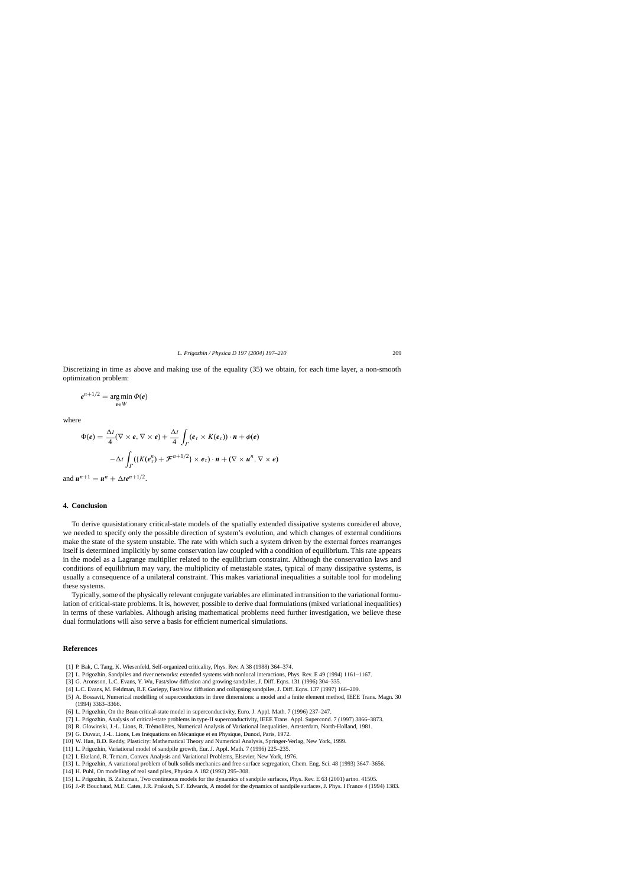Discretizing in time as above and making use of the equality (35) we obtain, for each time layer, a non-smooth optimization problem:

$$\boldsymbol{e}^{n+1/2} = \arg\min_{\boldsymbol{e}\in W} \Phi(\boldsymbol{e})$$

where

$$\Phi(\boldsymbol{e}) = \frac{\Delta t}{4}(\nabla\times\boldsymbol{e}, \nabla\times\boldsymbol{e}) + \frac{\Delta t}{4}\int_{\Gamma}(\boldsymbol{e}_\tau \times K(\boldsymbol{e}_\tau))\cdot\boldsymbol{n} + \phi(\boldsymbol{e})$$
$$-\Delta t\int_{\Gamma}(\{K(\boldsymbol{e}_\tau^n) + \boldsymbol{\mathcal{F}}^{n+1/2}\}\times\boldsymbol{e}_\tau)\cdot\boldsymbol{n} + (\nabla\times\boldsymbol{u}^n, \nabla\times\boldsymbol{e})$$

and $\boldsymbol{u}^{n+1} = \boldsymbol{u}^n + \Delta t\boldsymbol{e}^{n+1/2}$.

## 4. Conclusion

To derive quasistationary critical-state models of the spatially extended dissipative systems considered above, we needed to specify only the possible direction of system's evolution, and which changes of external conditions make the state of the system unstable. The rate with which such a system driven by the external forces rearranges itself is determined implicitly by some conservation law coupled with a condition of equilibrium. This rate appears in the model as a Lagrange multiplier related to the equilibrium constraint. Although the conservation laws and conditions of equilibrium may vary, the multiplicity of metastable states, typical of many dissipative systems, is usually a consequence of a unilateral constraint. This makes variational inequalities a suitable tool for modeling these systems.

Typically, some of the physically relevant conjugate variables are eliminated in transition to the variational formulation of critical-state problems. It is, however, possible to derive dual formulations (mixed variational inequalities) in terms of these variables. Although arising mathematical problems need further investigation, we believe these dual formulations will also serve a basis for efficient numerical simulations.

## References

[1] P. Bak, C. Tang, K. Wiesenfeld, Self-organized criticality, Phys. Rev. A 38 (1988) 364–374.
[2] L. Prigozhin, Sandpiles and river networks: extended systems with nonlocal interactions, Phys. Rev. E 49 (1994) 1161–1167.
[3] G. Aronsson, L.C. Evans, Y. Wu, Fast/slow diffusion and growing sandpiles, J. Diff. Eqns. 131 (1996) 304–335.
[4] L.C. Evans, M. Feldman, R.F. Gariepy, Fast/slow diffusion and collapsing sandpiles, J. Diff. Eqns. 137 (1997) 166–209.
[5] A. Bossavit, Numerical modelling of superconductors in three dimensions: a model and a finite element method, IEEE Trans. Magn. 30 (1994) 3363–3366.
[6] L. Prigozhin, On the Bean critical-state model in superconductivity, Euro. J. Appl. Math. 7 (1996) 237–247.
[7] L. Prigozhin, Analysis of critical-state problems in type-II superconductivity, IEEE Trans. Appl. Supercond. 7 (1997) 3866–3873.
[8] R. Glowinski, J.-L. Lions, R. Trémolières, Numerical Analysis of Variational Inequalities, Amsterdam, North-Holland, 1981.
[9] G. Duvaut, J.-L. Lions, Les Inéquations en Mécanique et en Physique, Dunod, Paris, 1972.
[10] W. Han, B.D. Reddy, Plasticity: Mathematical Theory and Numerical Analysis, Springer-Verlag, New York, 1999.
[11] L. Prigozhin, Variational model of sandpile growth, Eur. J. Appl. Math. 7 (1996) 225–235.
[12] I. Ekeland, R. Temam, Convex Analysis and Variational Problems, Elsevier, New York, 1976.
[13] L. Prigozhin, A variational problem of bulk solids mechanics and free-surface segregation, Chem. Eng. Sci. 48 (1993) 3647–3656.
[14] H. Puhl, On modelling of real sand piles, Physica A 182 (1992) 295–308.
[15] L. Prigozhin, B. Zaltzman, Two continuous models for the dynamics of sandpile surfaces, Phys. Rev. E 63 (2001) artno. 41505.
[16] J.-P. Bouchaud, M.E. Cates, J.R. Prakash, S.F. Edwards, A model for the dynamics of sandpile surfaces, J. Phys. I France 4 (1994) 1383.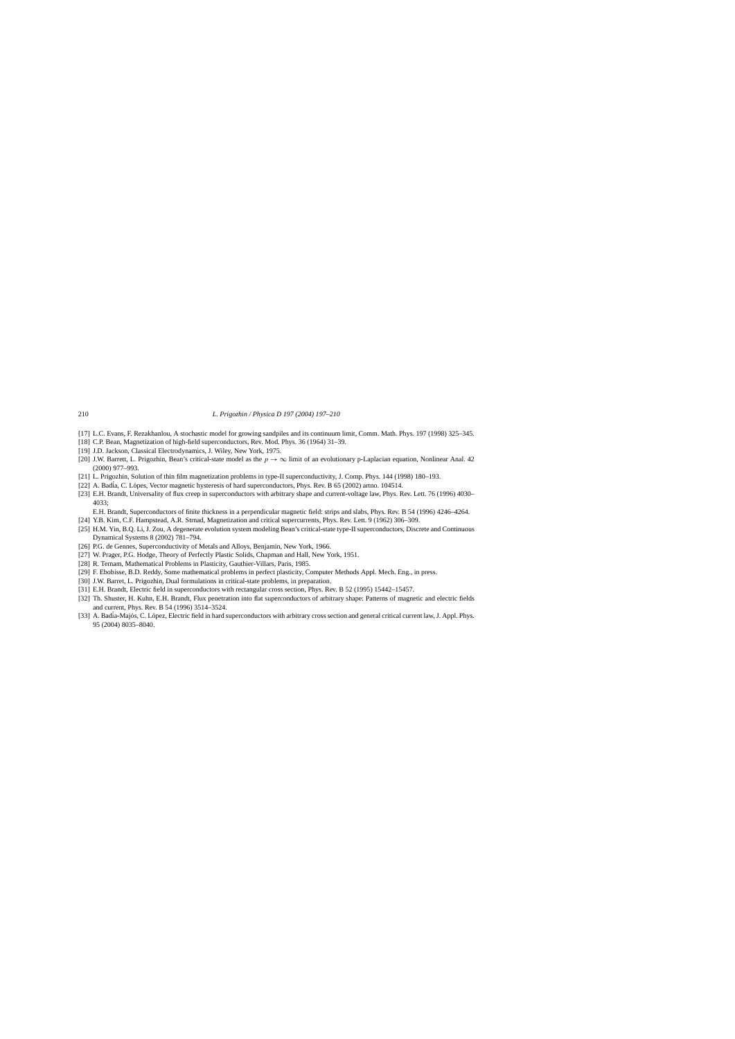[17] L.C. Evans, F. Rezakhanlou, A stochastic model for growing sandpiles and its continuum limit, Comm. Math. Phys. 197 (1998) 325–345.

[18] C.P. Bean, Magnetization of high-field superconductors, Rev. Mod. Phys. 36 (1964) 31–39.

[19] J.D. Jackson, Classical Electrodynamics, J. Wiley, New York, 1975.

[20] J.W. Barrett, L. Prigozhin, Bean's critical-state model as the $p \to \infty$ limit of an evolutionary p-Laplacian equation, Nonlinear Anal. 42 (2000) 977–993.

[21] L. Prigozhin, Solution of thin film magnetization problems in type-II superconductivity, J. Comp. Phys. 144 (1998) 180–193.

[22] A. Badía, C. Lôpes, Vector magnetic hysteresis of hard superconductors, Phys. Rev. B 65 (2002) artno. 104514.

[23] E.H. Brandt, Universality of flux creep in superconductors with arbitrary shape and current-voltage law, Phys. Rev. Lett. 76 (1996) 4030–4033;

E.H. Brandt, Superconductors of finite thickness in a perpendicular magnetic field: strips and slabs, Phys. Rev. B 54 (1996) 4246–4264.

[24] Y.B. Kim, C.F. Hampstead, A.R. Strnad, Magnetization and critical supercurrents, Phys. Rev. Lett. 9 (1962) 306–309.

[25] H.M. Yin, B.Q. Li, J. Zou, A degenerate evolution system modeling Bean's critical-state type-II superconductors, Discrete and Continuous Dynamical Systems 8 (2002) 781–794.

[26] P.G. de Gennes, Superconductivity of Metals and Alloys, Benjamin, New York, 1966.

[27] W. Prager, P.G. Hodge, Theory of Perfectly Plastic Solids, Chapman and Hall, New York, 1951.

[28] R. Temam, Mathematical Problems in Plasticity, Gauthier-Villars, Paris, 1985.

[29] F. Ebobisse, B.D. Reddy, Some mathematical problems in perfect plasticity, Computer Methods Appl. Mech. Eng., in press.

[30] J.W. Barret, L. Prigozhin, Dual formulations in critical-state problems, in preparation.

[31] E.H. Brandt, Electric field in superconductors with rectangular cross section, Phys. Rev. B 52 (1995) 15442–15457.

[32] Th. Shuster, H. Kuhn, E.H. Brandt, Flux penetration into flat superconductors of arbitrary shape: Patterns of magnetic and electric fields and current, Phys. Rev. B 54 (1996) 3514–3524.

[33] A. Badía-Majós, C. López, Electric field in hard superconductors with arbitrary cross section and general critical current law, J. Appl. Phys. 95 (2004) 8035–8040.